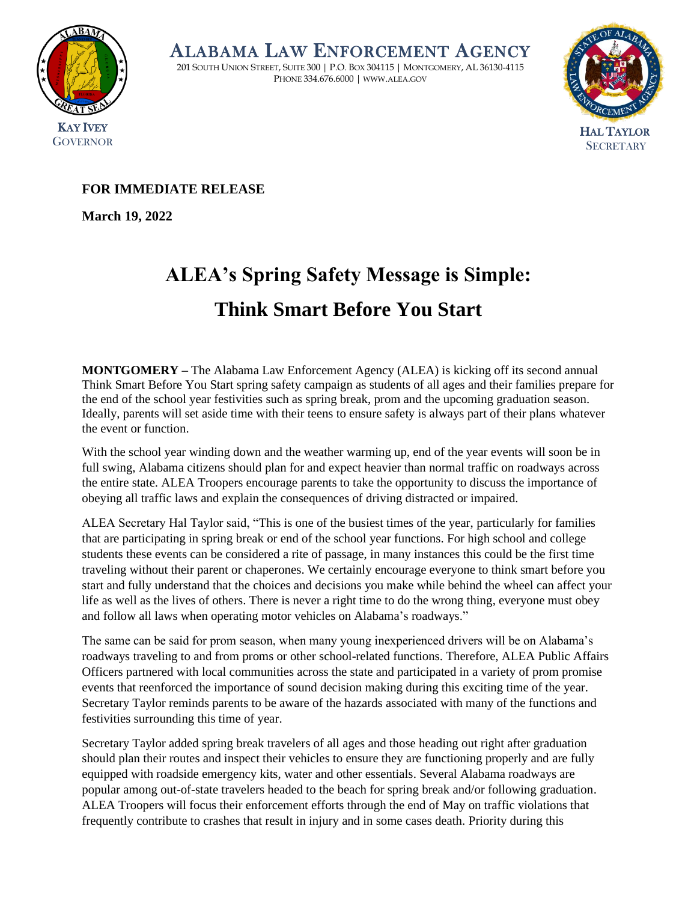ALABAMA LAW ENFORCEMENT AGENCY

201 SOUTH UNION STREET, SUITE 300 | P.O. BOX 304115 | MONTGOMERY, AL 36130-4115
PHONE 334.676.6000 | WWW.ALEA.GOV

KAY IVEY
GOVERNOR

HAL TAYLOR
SECRETARY

**FOR IMMEDIATE RELEASE**

**March 19, 2022**

# ALEA's Spring Safety Message is Simple: Think Smart Before You Start

**MONTGOMERY –** The Alabama Law Enforcement Agency (ALEA) is kicking off its second annual Think Smart Before You Start spring safety campaign as students of all ages and their families prepare for the end of the school year festivities such as spring break, prom and the upcoming graduation season. Ideally, parents will set aside time with their teens to ensure safety is always part of their plans whatever the event or function.

With the school year winding down and the weather warming up, end of the year events will soon be in full swing, Alabama citizens should plan for and expect heavier than normal traffic on roadways across the entire state. ALEA Troopers encourage parents to take the opportunity to discuss the importance of obeying all traffic laws and explain the consequences of driving distracted or impaired.

ALEA Secretary Hal Taylor said, "This is one of the busiest times of the year, particularly for families that are participating in spring break or end of the school year functions. For high school and college students these events can be considered a rite of passage, in many instances this could be the first time traveling without their parent or chaperones. We certainly encourage everyone to think smart before you start and fully understand that the choices and decisions you make while behind the wheel can affect your life as well as the lives of others. There is never a right time to do the wrong thing, everyone must obey and follow all laws when operating motor vehicles on Alabama's roadways."

The same can be said for prom season, when many young inexperienced drivers will be on Alabama's roadways traveling to and from proms or other school-related functions. Therefore, ALEA Public Affairs Officers partnered with local communities across the state and participated in a variety of prom promise events that reenforced the importance of sound decision making during this exciting time of the year. Secretary Taylor reminds parents to be aware of the hazards associated with many of the functions and festivities surrounding this time of year.

Secretary Taylor added spring break travelers of all ages and those heading out right after graduation should plan their routes and inspect their vehicles to ensure they are functioning properly and are fully equipped with roadside emergency kits, water and other essentials. Several Alabama roadways are popular among out-of-state travelers headed to the beach for spring break and/or following graduation. ALEA Troopers will focus their enforcement efforts through the end of May on traffic violations that frequently contribute to crashes that result in injury and in some cases death. Priority during this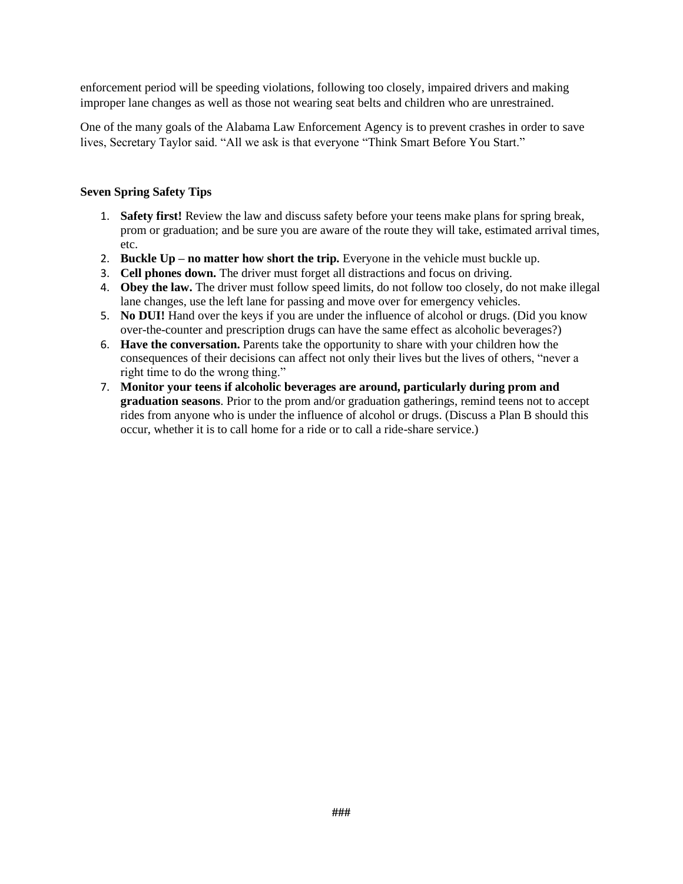enforcement period will be speeding violations, following too closely, impaired drivers and making improper lane changes as well as those not wearing seat belts and children who are unrestrained.

One of the many goals of the Alabama Law Enforcement Agency is to prevent crashes in order to save lives, Secretary Taylor said. "All we ask is that everyone "Think Smart Before You Start."

**Seven Spring Safety Tips**

1. **Safety first!** Review the law and discuss safety before your teens make plans for spring break, prom or graduation; and be sure you are aware of the route they will take, estimated arrival times, etc.
2. **Buckle Up – no matter how short the trip.** Everyone in the vehicle must buckle up.
3. **Cell phones down.** The driver must forget all distractions and focus on driving.
4. **Obey the law.** The driver must follow speed limits, do not follow too closely, do not make illegal lane changes, use the left lane for passing and move over for emergency vehicles.
5. **No DUI!** Hand over the keys if you are under the influence of alcohol or drugs. (Did you know over-the-counter and prescription drugs can have the same effect as alcoholic beverages?)
6. **Have the conversation.** Parents take the opportunity to share with your children how the consequences of their decisions can affect not only their lives but the lives of others, "never a right time to do the wrong thing."
7. **Monitor your teens if alcoholic beverages are around, particularly during prom and graduation seasons**. Prior to the prom and/or graduation gatherings, remind teens not to accept rides from anyone who is under the influence of alcohol or drugs. (Discuss a Plan B should this occur, whether it is to call home for a ride or to call a ride-share service.)

###